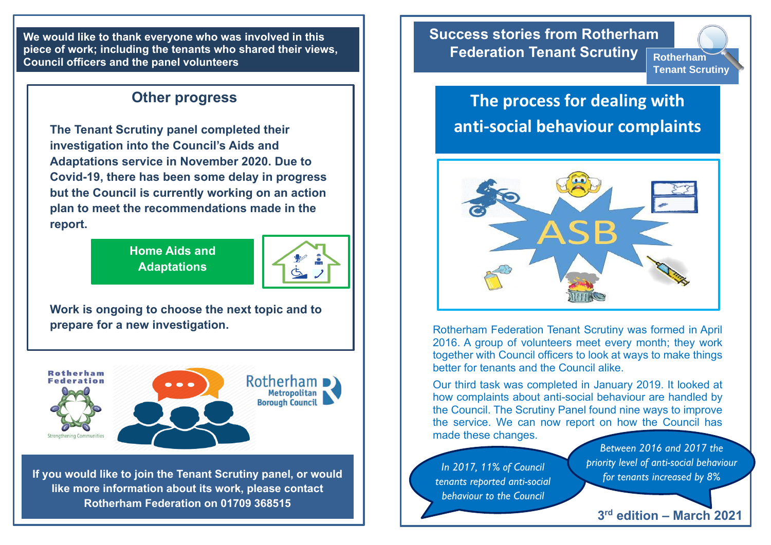**We would like to thank everyone who was involved in this piece of work; including the tenants who shared their views, Council officers and the panel volunteers**

## Other progress

**The Tenant Scrutiny panel completed their investigation into the Council's Aids and Adaptations service in November 2020. Due to Covid-19, there has been some delay in progress but the Council is currently working on an action plan to meet the recommendations made in the report.**

**Home Aids and Adaptations**

**Work is ongoing to choose the next topic and to prepare for a new investigation.**

**If you would like to join the Tenant Scrutiny panel, or would like more information about its work, please contact Rotherham Federation on 01709 368515**

# Success stories from Rotherham Federation Tenant Scrutiny

Rotherham Tenant Scrutiny

## The process for dealing with anti-social behaviour complaints

Rotherham Federation Tenant Scrutiny was formed in April 2016. A group of volunteers meet every month; they work together with Council officers to look at ways to make things better for tenants and the Council alike.

Our third task was completed in January 2019. It looked at how complaints about anti-social behaviour are handled by the Council. The Scrutiny Panel found nine ways to improve the service. We can now report on how the Council has made these changes.

*In 2017, 11% of Council tenants reported anti-social behaviour to the Council*

*Between 2016 and 2017 the priority level of anti-social behaviour for tenants increased by 8%*

**3rd edition – March 2021**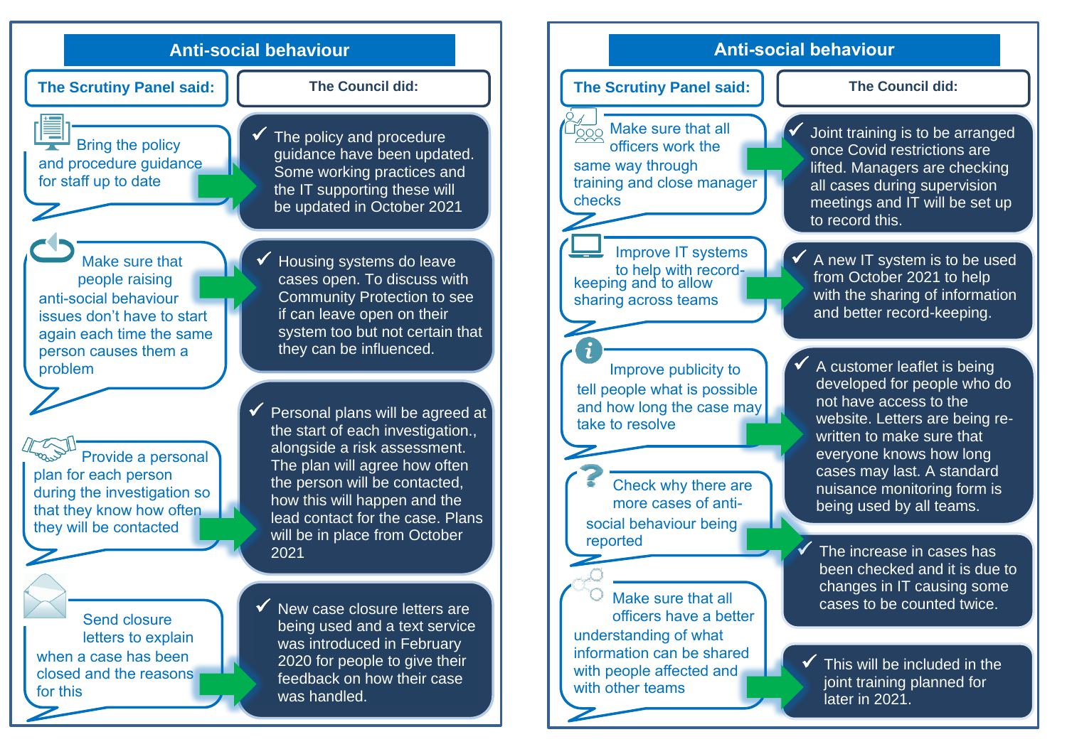## Anti-social behaviour

| The Scrutiny Panel said: | The Council did: |
| --- | --- |
| Bring the policy and procedure guidance for staff up to date | ✓ The policy and procedure guidance have been updated. Some working practices and the IT supporting these will be updated in October 2021 |
| Make sure that people raising anti-social behaviour issues don't have to start again each time the same person causes them a problem | ✓ Housing systems do leave cases open. To discuss with Community Protection to see if can leave open on their system too but not certain that they can be influenced. |
| Provide a personal plan for each person during the investigation so that they know how often they will be contacted | ✓ Personal plans will be agreed at the start of each investigation., alongside a risk assessment. The plan will agree how often the person will be contacted, how this will happen and the lead contact for the case. Plans will be in place from October 2021 |
| Send closure letters to explain when a case has been closed and the reasons for this | ✓ New case closure letters are being used and a text service was introduced in February 2020 for people to give their feedback on how their case was handled. |

## Anti-social behaviour

| The Scrutiny Panel said: | The Council did: |
| --- | --- |
| Make sure that all officers work the same way through training and close manager checks | ✓ Joint training is to be arranged once Covid restrictions are lifted. Managers are checking all cases during supervision meetings and IT will be set up to record this. |
| Improve IT systems to help with record-keeping and to allow sharing across teams | ✓ A new IT system is to be used from October 2021 to help with the sharing of information and better record-keeping. |
| Improve publicity to tell people what is possible and how long the case may take to resolve | ✓ A customer leaflet is being developed for people who do not have access to the website. Letters are being re-written to make sure that everyone knows how long cases may last. A standard nuisance monitoring form is being used by all teams. |
| Check why there are more cases of anti-social behaviour being reported | ✓ The increase in cases has been checked and it is due to changes in IT causing some cases to be counted twice. |
| Make sure that all officers have a better understanding of what information can be shared with people affected and with other teams | ✓ This will be included in the joint training planned for later in 2021. |